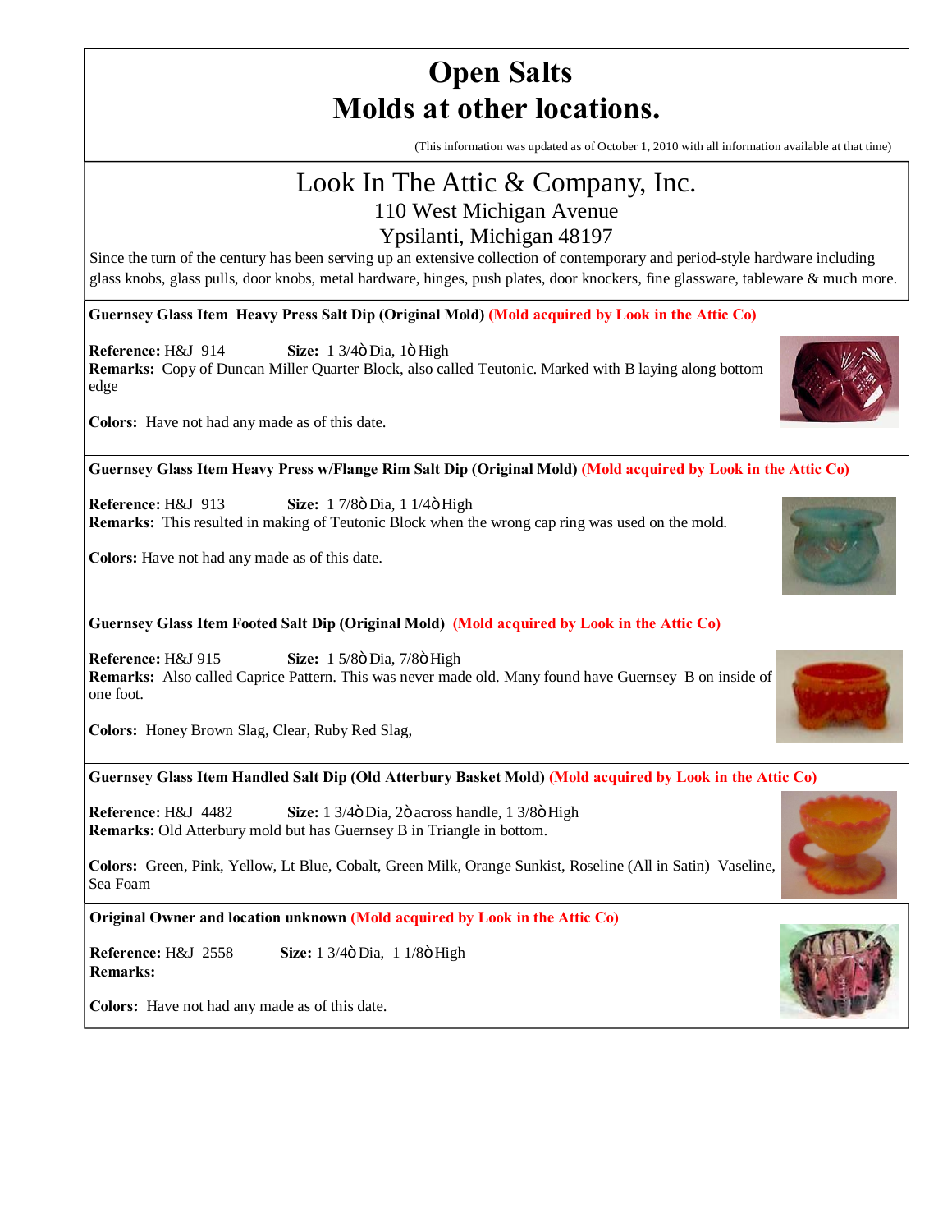# Open Salts
# Molds at other locations.

(This information was updated as of October 1, 2010 with all information available at that time)

## Look In The Attic & Company, Inc.
110 West Michigan Avenue
Ypsilanti, Michigan 48197

Since the turn of the century has been serving up an extensive collection of contemporary and period-style hardware including glass knobs, glass pulls, door knobs, metal hardware, hinges, push plates, door knockers, fine glassware, tableware & much more.

---

**Guernsey Glass Item Heavy Press Salt Dip (Original Mold) (Mold acquired by Look in the Attic Co)**

**Reference:** H&J 914 **Size:** 1 3/4ò Dia, 1ò High
**Remarks:** Copy of Duncan Miller Quarter Block, also called Teutonic. Marked with B laying along bottom edge

**Colors:** Have not had any made as of this date.

---

**Guernsey Glass Item Heavy Press w/Flange Rim Salt Dip (Original Mold) (Mold acquired by Look in the Attic Co)**

**Reference:** H&J 913 **Size:** 1 7/8ò Dia, 1 1/4ò High
**Remarks:** This resulted in making of Teutonic Block when the wrong cap ring was used on the mold.

**Colors:** Have not had any made as of this date.

---

**Guernsey Glass Item Footed Salt Dip (Original Mold) (Mold acquired by Look in the Attic Co)**

**Reference:** H&J 915 **Size:** 1 5/8ò Dia, 7/8ò High
**Remarks:** Also called Caprice Pattern. This was never made old. Many found have Guernsey B on inside of one foot.

**Colors:** Honey Brown Slag, Clear, Ruby Red Slag,

---

**Guernsey Glass Item Handled Salt Dip (Old Atterbury Basket Mold) (Mold acquired by Look in the Attic Co)**

**Reference:** H&J 4482 **Size:** 1 3/4ò Dia, 2ò across handle, 1 3/8ò High
**Remarks:** Old Atterbury mold but has Guernsey B in Triangle in bottom.

**Colors:** Green, Pink, Yellow, Lt Blue, Cobalt, Green Milk, Orange Sunkist, Roseline (All in Satin) Vaseline, Sea Foam

---

**Original Owner and location unknown (Mold acquired by Look in the Attic Co)**

**Reference:** H&J 2558 **Size:** 1 3/4ò Dia, 1 1/8ò High
**Remarks:**

**Colors:** Have not had any made as of this date.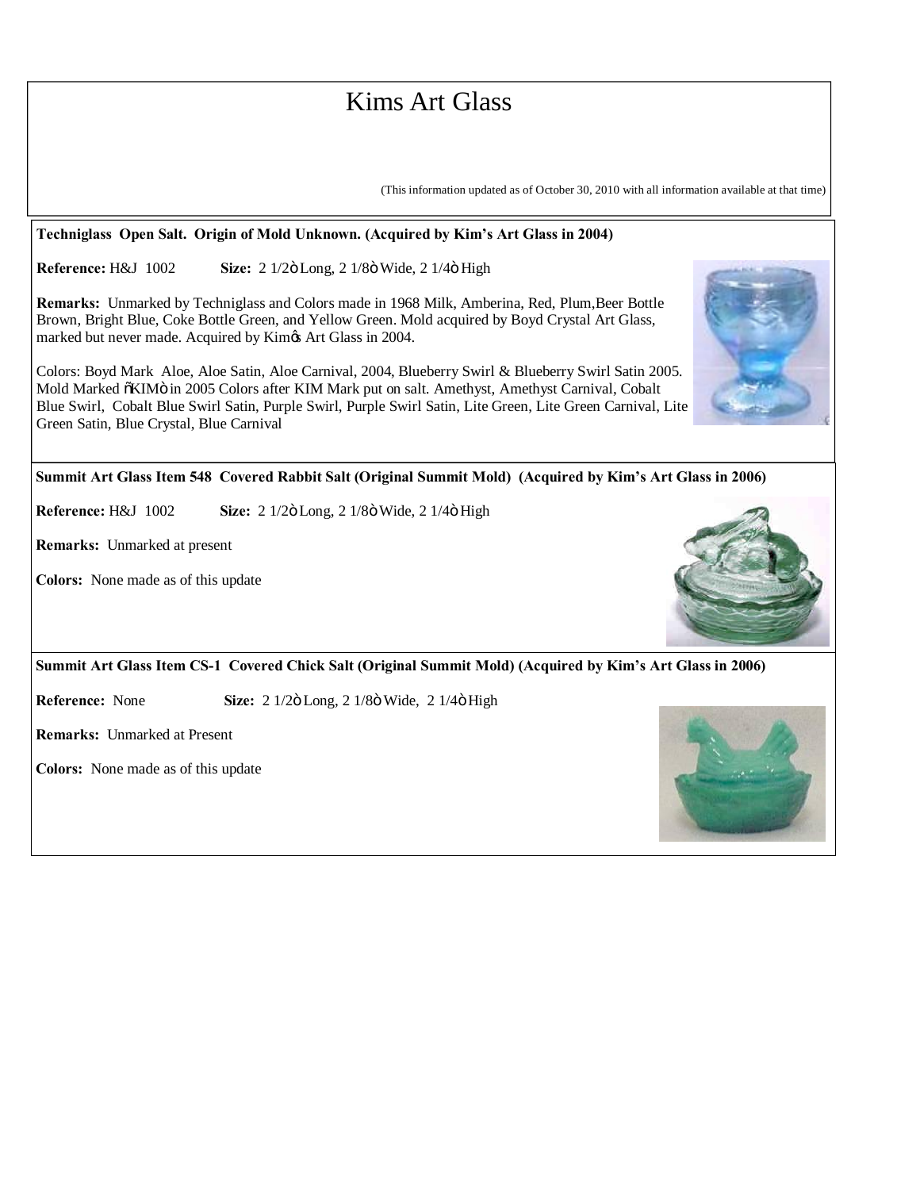# Kims Art Glass

(This information updated as of October 30, 2010 with all information available at that time)

**Techniglass Open Salt. Origin of Mold Unknown. (Acquired by Kim's Art Glass in 2004)**

**Reference:** H&J 1002 **Size:** 2 1/2ö Long, 2 1/8ö Wide, 2 1/4ö High

**Remarks:** Unmarked by Techniglass and Colors made in 1968 Milk, Amberina, Red, Plum,Beer Bottle Brown, Bright Blue, Coke Bottle Green, and Yellow Green. Mold acquired by Boyd Crystal Art Glass, marked but never made. Acquired by Kimøs Art Glass in 2004.

Colors: Boyd Mark Aloe, Aloe Satin, Aloe Carnival, 2004, Blueberry Swirl & Blueberry Swirl Satin 2005. Mold Marked õKIMö in 2005 Colors after KIM Mark put on salt. Amethyst, Amethyst Carnival, Cobalt Blue Swirl, Cobalt Blue Swirl Satin, Purple Swirl, Purple Swirl Satin, Lite Green, Lite Green Carnival, Lite Green Satin, Blue Crystal, Blue Carnival

**Summit Art Glass Item 548 Covered Rabbit Salt (Original Summit Mold) (Acquired by Kim's Art Glass in 2006)**

**Reference:** H&J 1002 **Size:** 2 1/2ö Long, 2 1/8ö Wide, 2 1/4ö High

**Remarks:** Unmarked at present

**Colors:** None made as of this update

**Summit Art Glass Item CS-1 Covered Chick Salt (Original Summit Mold) (Acquired by Kim's Art Glass in 2006)**

**Reference:** None **Size:** 2 1/2ö Long, 2 1/8ö Wide, 2 1/4ö High

**Remarks:** Unmarked at Present

**Colors:** None made as of this update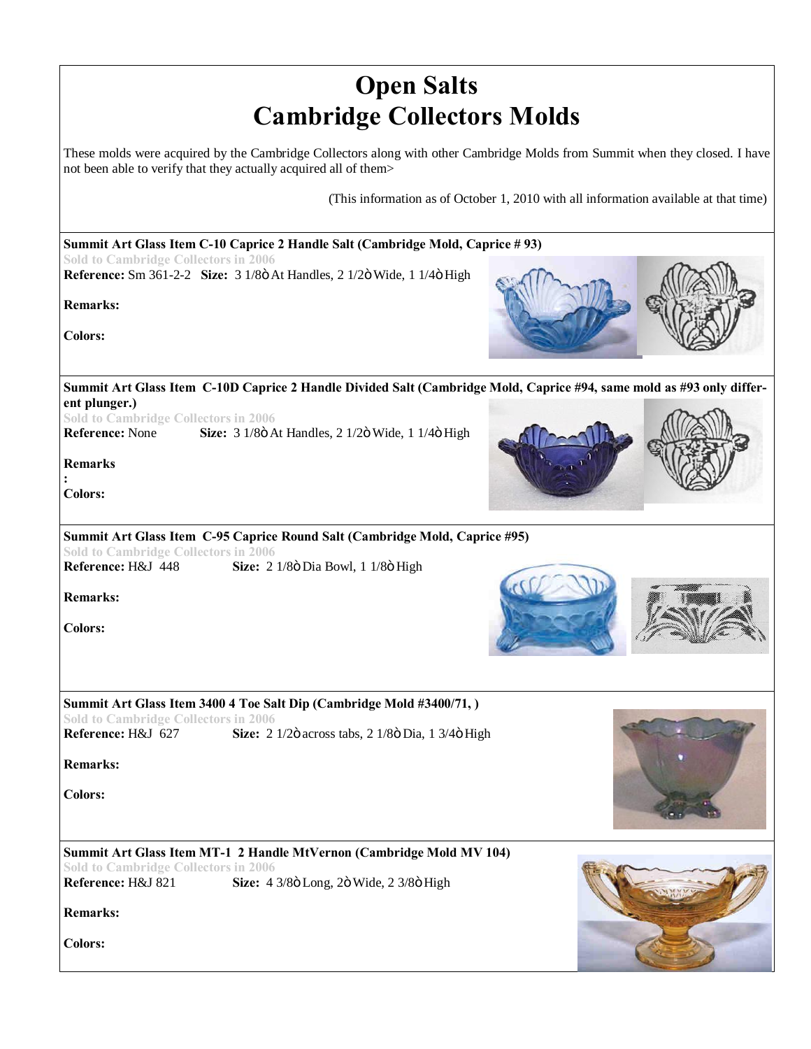# Open Salts
# Cambridge Collectors Molds

These molds were acquired by the Cambridge Collectors along with other Cambridge Molds from Summit when they closed. I have not been able to verify that they actually acquired all of them>

(This information as of October 1, 2010 with all information available at that time)

**Summit Art Glass Item C-10 Caprice 2 Handle Salt (Cambridge Mold, Caprice # 93)**

Sold to Cambridge Collectors in 2006

**Reference:** Sm 361-2-2 **Size:** 3 1/8ò At Handles, 2 1/2ò Wide, 1 1/4ò High

**Remarks:**

**Colors:**

**Summit Art Glass Item C-10D Caprice 2 Handle Divided Salt (Cambridge Mold, Caprice #94, same mold as #93 only different plunger.)**

Sold to Cambridge Collectors in 2006

**Reference:** None **Size:** 3 1/8ò At Handles, 2 1/2ò Wide, 1 1/4ò High

**Remarks:**

**Colors:**

**Summit Art Glass Item C-95 Caprice Round Salt (Cambridge Mold, Caprice #95)**

Sold to Cambridge Collectors in 2006

**Reference:** H&J 448 **Size:** 2 1/8ò Dia Bowl, 1 1/8ò High

**Remarks:**

**Colors:**

**Summit Art Glass Item 3400 4 Toe Salt Dip (Cambridge Mold #3400/71, )**

Sold to Cambridge Collectors in 2006

**Reference:** H&J 627 **Size:** 2 1/2ò across tabs, 2 1/8ò Dia, 1 3/4ò High

**Remarks:**

**Colors:**

**Summit Art Glass Item MT-1 2 Handle MtVernon (Cambridge Mold MV 104)**

Sold to Cambridge Collectors in 2006

**Reference:** H&J 821 **Size:** 4 3/8ò Long, 2ò Wide, 2 3/8ò High

**Remarks:**

**Colors:**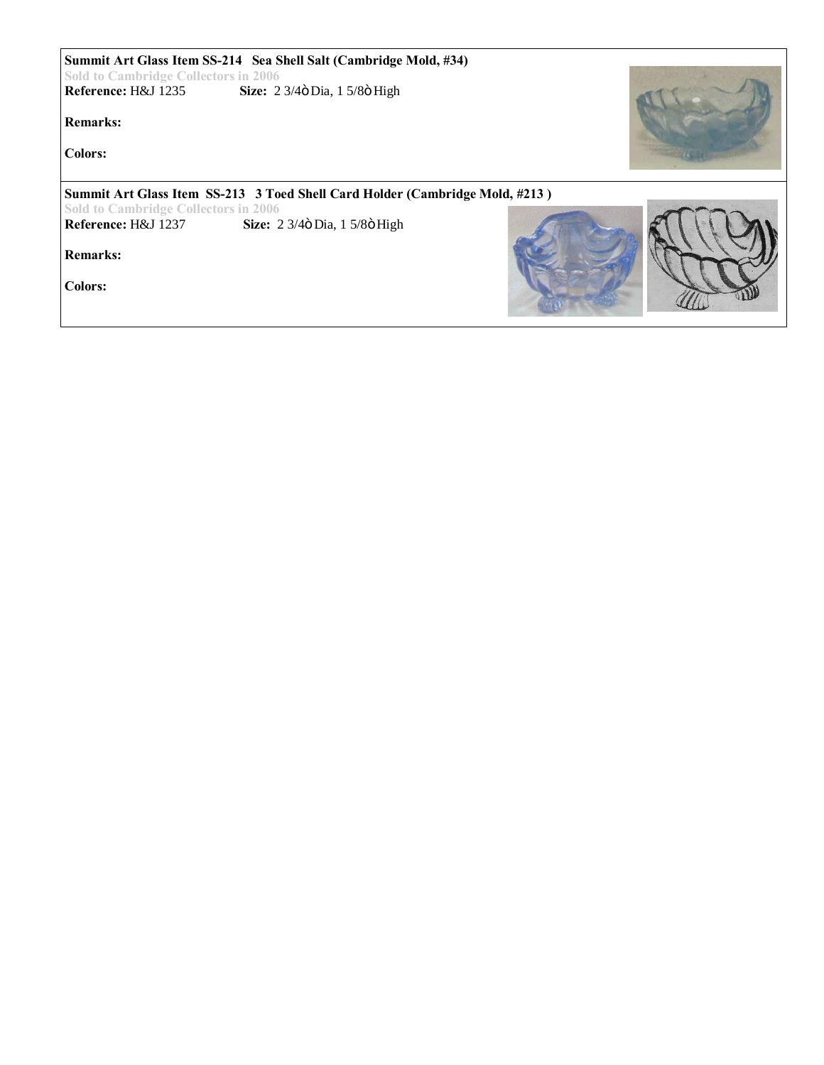**Summit Art Glass Item SS-214 Sea Shell Salt (Cambridge Mold, #34)**

Sold to Cambridge Collectors in 2006

**Reference:** H&J 1235 **Size:** 2 3/4ò Dia, 1 5/8ò High

**Remarks:**

**Colors:**

**Summit Art Glass Item SS-213 3 Toed Shell Card Holder (Cambridge Mold, #213 )**

Sold to Cambridge Collectors in 2006

**Reference:** H&J 1237 **Size:** 2 3/4ò Dia, 1 5/8ò High

**Remarks:**

**Colors:**